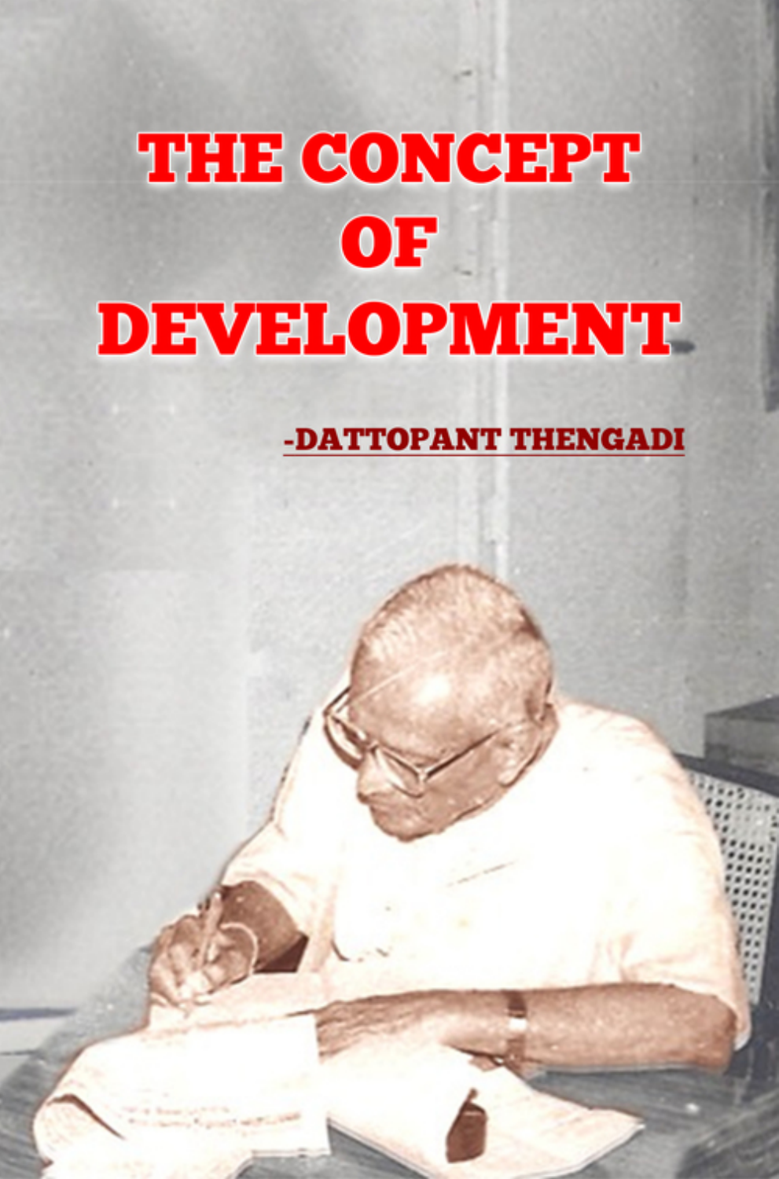# THE CONCEPT OF DEVELOPMENT

-DATTOPANT THENGADI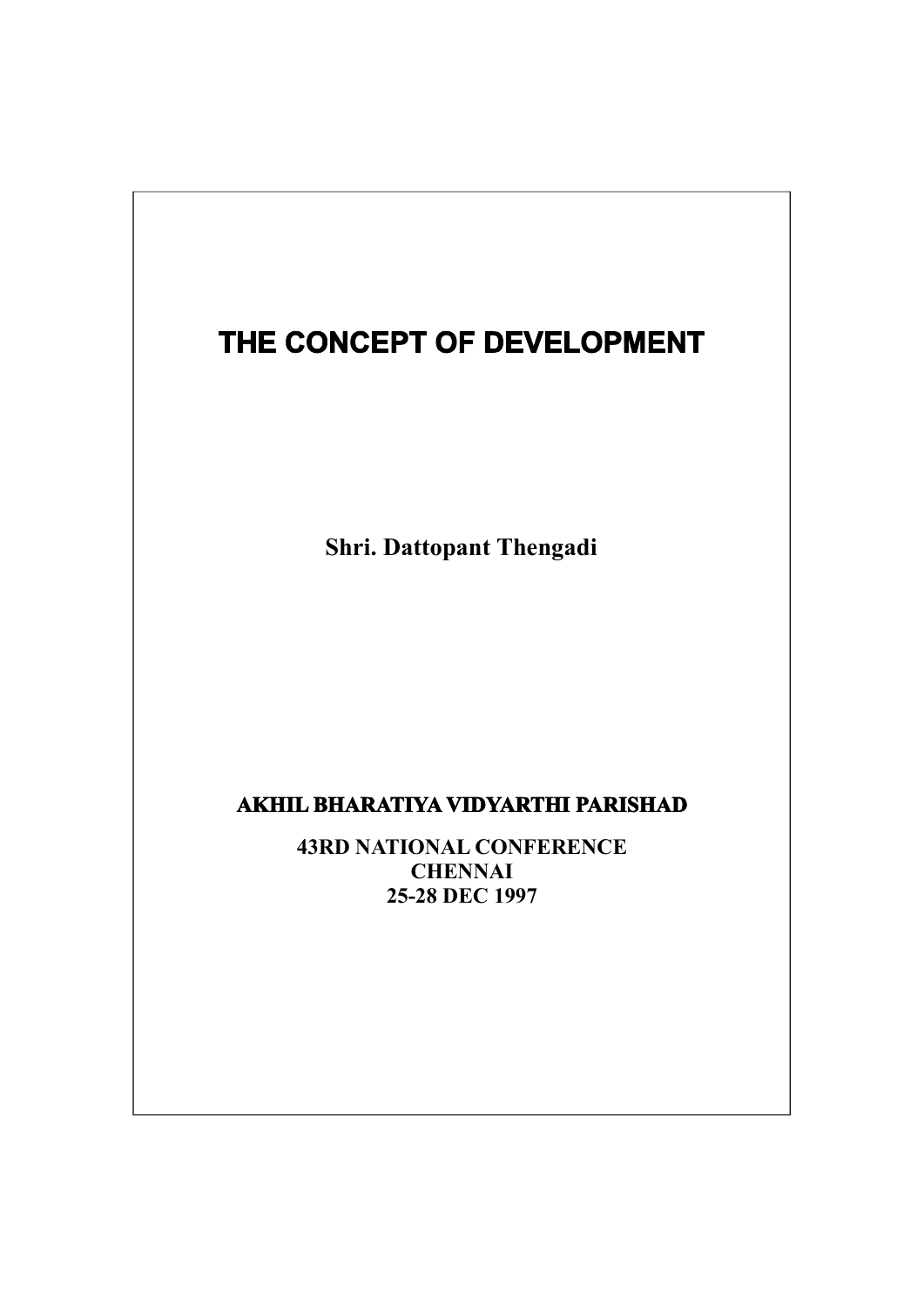# THE CONCEPT OF DEVELOPMENT

**Shri. Dattopant Thengadi**

**AKHIL BHARATIYA VIDYARTHI PARISHAD**

**43RD NATIONAL CONFERENCE**
**CHENNAI**
**25-28 DEC 1997**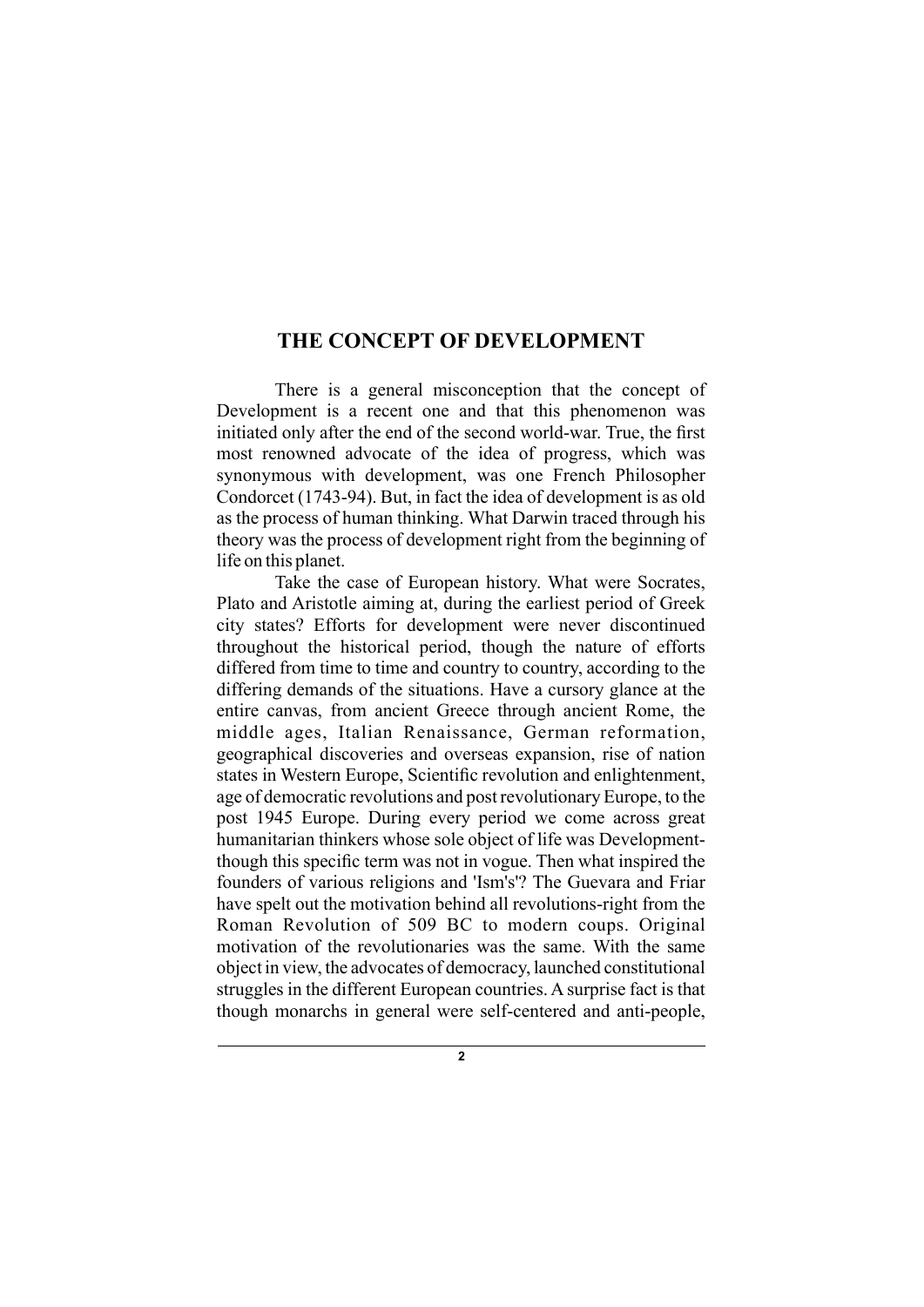## THE CONCEPT OF DEVELOPMENT

There is a general misconception that the concept of Development is a recent one and that this phenomenon was initiated only after the end of the second world-war. True, the first most renowned advocate of the idea of progress, which was synonymous with development, was one French Philosopher Condorcet (1743-94). But, in fact the idea of development is as old as the process of human thinking. What Darwin traced through his theory was the process of development right from the beginning of life on this planet.

Take the case of European history. What were Socrates, Plato and Aristotle aiming at, during the earliest period of Greek city states? Efforts for development were never discontinued throughout the historical period, though the nature of efforts differed from time to time and country to country, according to the differing demands of the situations. Have a cursory glance at the entire canvas, from ancient Greece through ancient Rome, the middle ages, Italian Renaissance, German reformation, geographical discoveries and overseas expansion, rise of nation states in Western Europe, Scientific revolution and enlightenment, age of democratic revolutions and post revolutionary Europe, to the post 1945 Europe. During every period we come across great humanitarian thinkers whose sole object of life was Development- though this specific term was not in vogue. Then what inspired the founders of various religions and 'Ism's'? The Guevara and Friar have spelt out the motivation behind all revolutions-right from the Roman Revolution of 509 BC to modern coups. Original motivation of the revolutionaries was the same. With the same object in view, the advocates of democracy, launched constitutional struggles in the different European countries. A surprise fact is that though monarchs in general were self-centered and anti-people,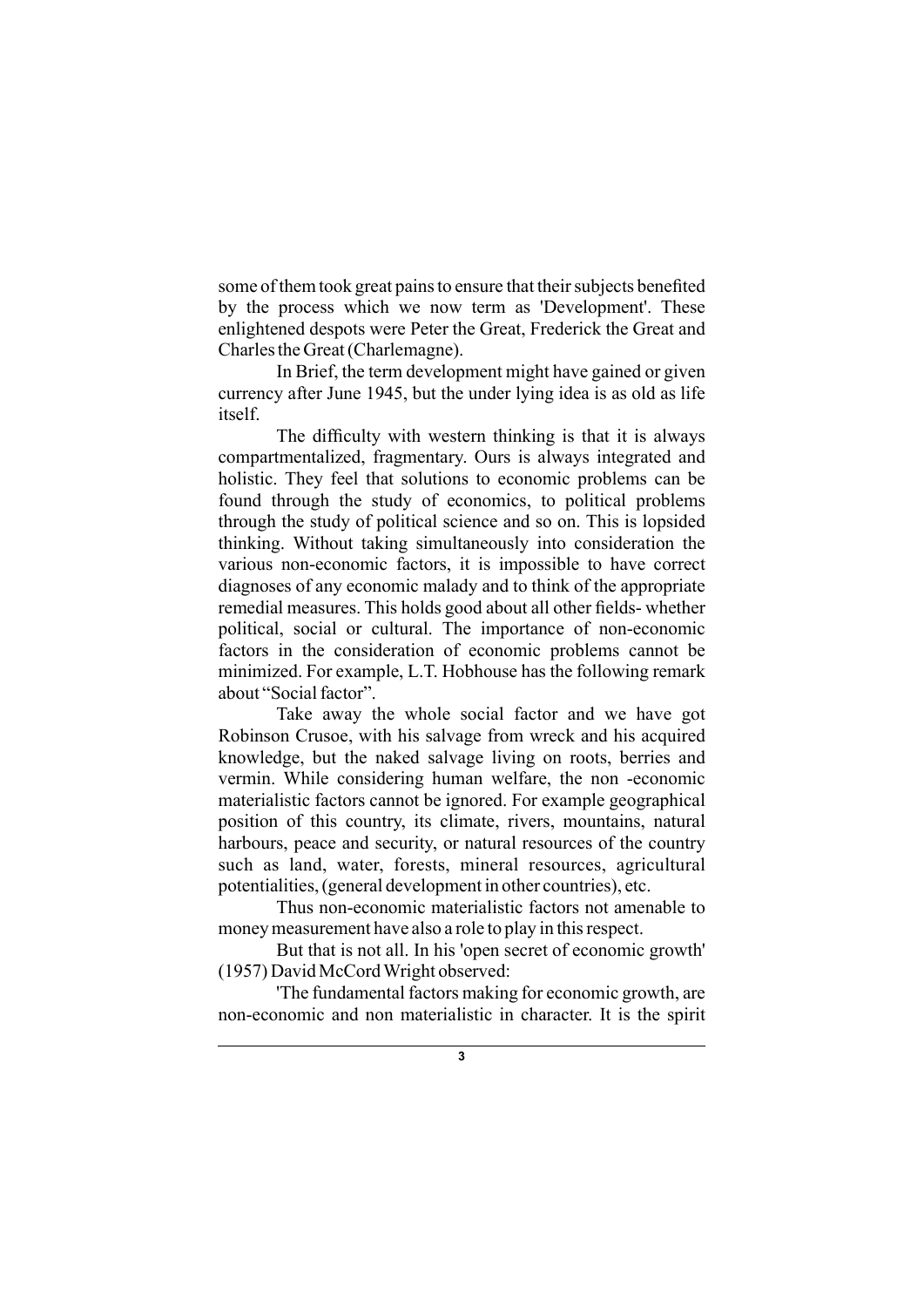some of them took great pains to ensure that their subjects benefited by the process which we now term as 'Development'. These enlightened despots were Peter the Great, Frederick the Great and Charles the Great (Charlemagne).

In Brief, the term development might have gained or given currency after June 1945, but the under lying idea is as old as life itself.

The difficulty with western thinking is that it is always compartmentalized, fragmentary. Ours is always integrated and holistic. They feel that solutions to economic problems can be found through the study of economics, to political problems through the study of political science and so on. This is lopsided thinking. Without taking simultaneously into consideration the various non-economic factors, it is impossible to have correct diagnoses of any economic malady and to think of the appropriate remedial measures. This holds good about all other fields- whether political, social or cultural. The importance of non-economic factors in the consideration of economic problems cannot be minimized. For example, L.T. Hobhouse has the following remark about "Social factor".

Take away the whole social factor and we have got Robinson Crusoe, with his salvage from wreck and his acquired knowledge, but the naked salvage living on roots, berries and vermin. While considering human welfare, the non -economic materialistic factors cannot be ignored. For example geographical position of this country, its climate, rivers, mountains, natural harbours, peace and security, or natural resources of the country such as land, water, forests, mineral resources, agricultural potentialities, (general development in other countries), etc.

Thus non-economic materialistic factors not amenable to money measurement have also a role to play in this respect.

But that is not all. In his 'open secret of economic growth' (1957) David McCord Wright observed:

'The fundamental factors making for economic growth, are non-economic and non materialistic in character. It is the spirit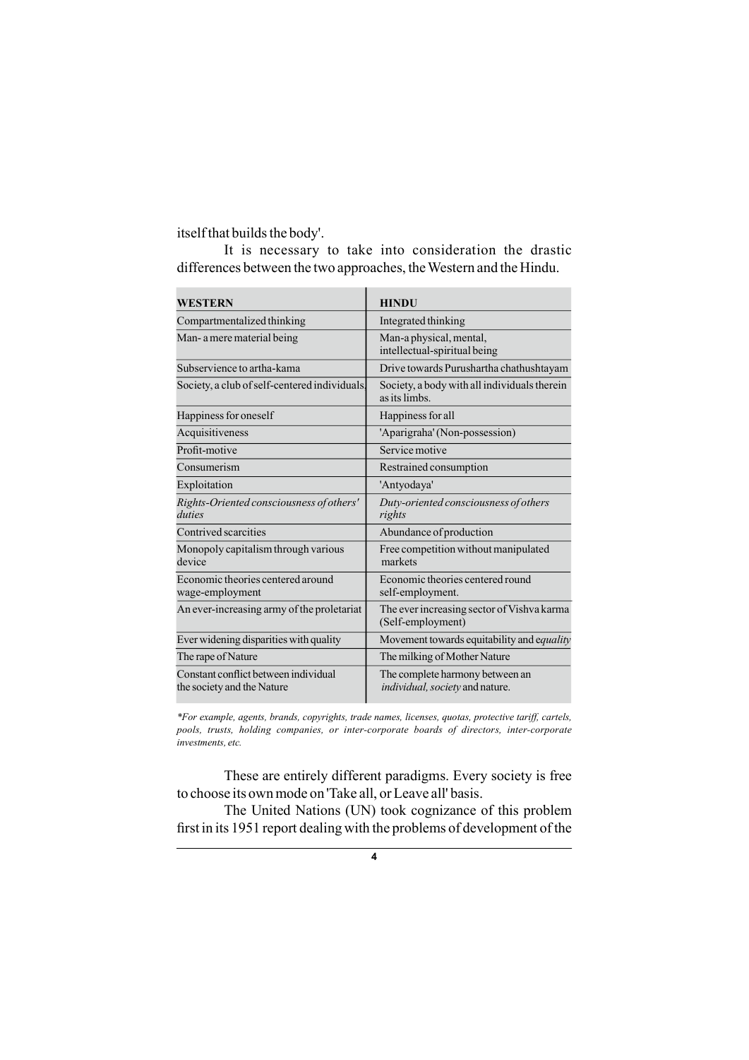itself that builds the body'.

It is necessary to take into consideration the drastic differences between the two approaches, the Western and the Hindu.

| **WESTERN** | **HINDU** |
|---|---|
| Compartmentalized thinking | Integrated thinking |
| Man- a mere material being | Man-a physical, mental, intellectual-spiritual being |
| Subservience to artha-kama | Drive towards Purushartha chathushtayam |
| Society, a club of self-centered individuals. | Society, a body with all individuals therein as its limbs. |
| Happiness for oneself | Happiness for all |
| Acquisitiveness | 'Aparigraha' (Non-possession) |
| Profit-motive | Service motive |
| Consumerism | Restrained consumption |
| Exploitation | 'Antyodaya' |
| *Rights-Oriented consciousness of others' duties* | *Duty-oriented consciousness of others rights* |
| Contrived scarcities | Abundance of production |
| Monopoly capitalism through various device | Free competition without manipulated markets |
| Economic theories centered around wage-employment | Economic theories centered round self-employment. |
| An ever-increasing army of the proletariat | The ever increasing sector of Vishva karma (Self-employment) |
| Ever widening disparities with quality | Movement towards equitability and e*quality* |
| The rape of Nature | The milking of Mother Nature |
| Constant conflict between individual the society and the Nature | The complete harmony between an *individual, society* and nature. |

*\*For example, agents, brands, copyrights, trade names, licenses, quotas, protective tariff, cartels, pools, trusts, holding companies, or inter-corporate boards of directors, inter-corporate investments, etc.*

These are entirely different paradigms. Every society is free to choose its own mode on 'Take all, or Leave all' basis.

The United Nations (UN) took cognizance of this problem first in its 1951 report dealing with the problems of development of the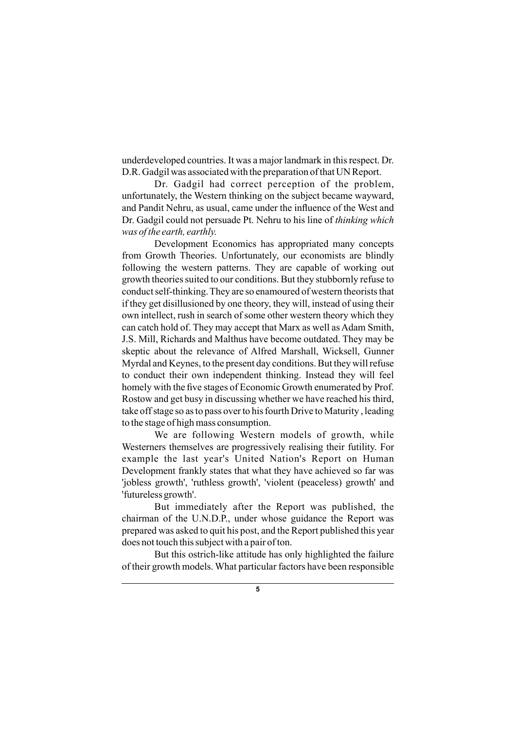underdeveloped countries. It was a major landmark in this respect. Dr. D.R. Gadgil was associated with the preparation of that UN Report.

Dr. Gadgil had correct perception of the problem, unfortunately, the Western thinking on the subject became wayward, and Pandit Nehru, as usual, came under the influence of the West and Dr. Gadgil could not persuade Pt. Nehru to his line of *thinking which was of the earth, earthly.*

Development Economics has appropriated many concepts from Growth Theories. Unfortunately, our economists are blindly following the western patterns. They are capable of working out growth theories suited to our conditions. But they stubbornly refuse to conduct self-thinking. They are so enamoured of western theorists that if they get disillusioned by one theory, they will, instead of using their own intellect, rush in search of some other western theory which they can catch hold of. They may accept that Marx as well as Adam Smith, J.S. Mill, Richards and Malthus have become outdated. They may be skeptic about the relevance of Alfred Marshall, Wicksell, Gunner Myrdal and Keynes, to the present day conditions. But they will refuse to conduct their own independent thinking. Instead they will feel homely with the five stages of Economic Growth enumerated by Prof. Rostow and get busy in discussing whether we have reached his third, take off stage so as to pass over to his fourth Drive to Maturity , leading to the stage of high mass consumption.

We are following Western models of growth, while Westerners themselves are progressively realising their futility. For example the last year's United Nation's Report on Human Development frankly states that what they have achieved so far was 'jobless growth', 'ruthless growth', 'violent (peaceless) growth' and 'futureless growth'.

But immediately after the Report was published, the chairman of the U.N.D.P., under whose guidance the Report was prepared was asked to quit his post, and the Report published this year does not touch this subject with a pair of ton.

But this ostrich-like attitude has only highlighted the failure of their growth models. What particular factors have been responsible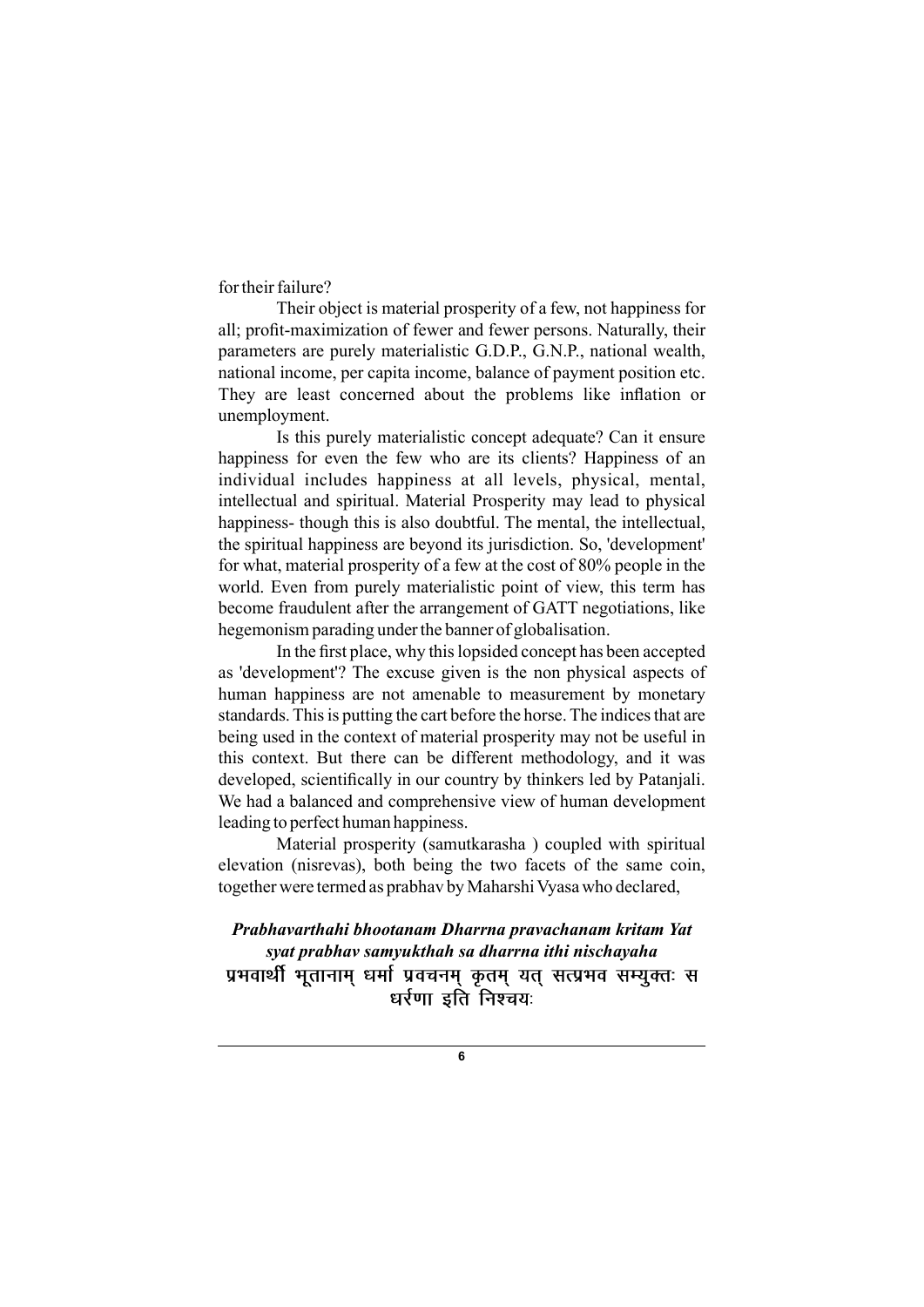for their failure?

Their object is material prosperity of a few, not happiness for all; profit-maximization of fewer and fewer persons. Naturally, their parameters are purely materialistic G.D.P., G.N.P., national wealth, national income, per capita income, balance of payment position etc. They are least concerned about the problems like inflation or unemployment.

Is this purely materialistic concept adequate? Can it ensure happiness for even the few who are its clients? Happiness of an individual includes happiness at all levels, physical, mental, intellectual and spiritual. Material Prosperity may lead to physical happiness- though this is also doubtful. The mental, the intellectual, the spiritual happiness are beyond its jurisdiction. So, 'development' for what, material prosperity of a few at the cost of 80% people in the world. Even from purely materialistic point of view, this term has become fraudulent after the arrangement of GATT negotiations, like hegemonism parading under the banner of globalisation.

In the first place, why this lopsided concept has been accepted as 'development'? The excuse given is the non physical aspects of human happiness are not amenable to measurement by monetary standards. This is putting the cart before the horse. The indices that are being used in the context of material prosperity may not be useful in this context. But there can be different methodology, and it was developed, scientifically in our country by thinkers led by Patanjali. We had a balanced and comprehensive view of human development leading to perfect human happiness.

Material prosperity (samutkarasha ) coupled with spiritual elevation (nisrevas), both being the two facets of the same coin, together were termed as prabhav by Maharshi Vyasa who declared,

***Prabhavarthahi bhootanam Dharrna pravachanam kritam Yat syat prabhav samyukthah sa dharrna ithi nischayaha***
प्रभवार्थी भूतानाम् धर्मा प्रवचनम् कृतम् यत् सत्प्रभव सम्युक्तः स धर्णा इति निश्चयः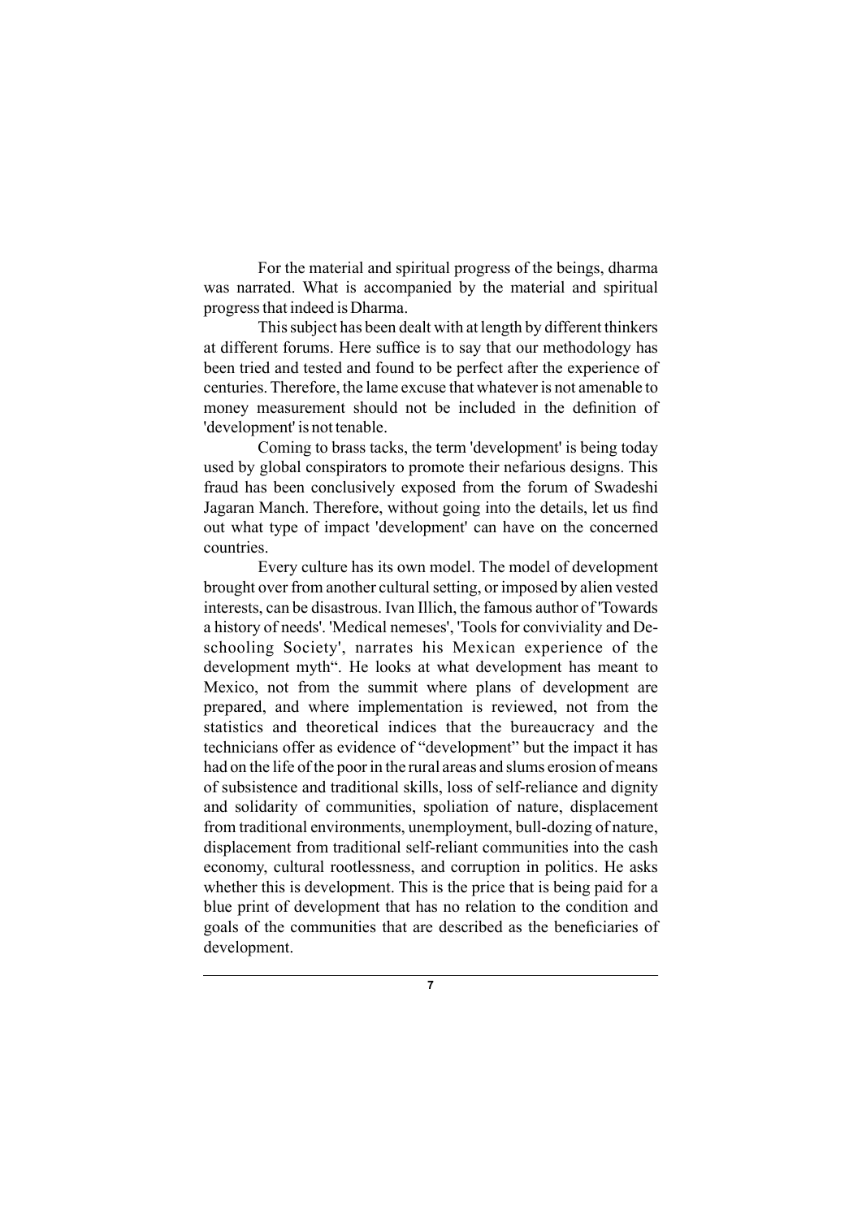For the material and spiritual progress of the beings, dharma was narrated. What is accompanied by the material and spiritual progress that indeed is Dharma.

This subject has been dealt with at length by different thinkers at different forums. Here suffice is to say that our methodology has been tried and tested and found to be perfect after the experience of centuries. Therefore, the lame excuse that whatever is not amenable to money measurement should not be included in the definition of 'development' is not tenable.

Coming to brass tacks, the term 'development' is being today used by global conspirators to promote their nefarious designs. This fraud has been conclusively exposed from the forum of Swadeshi Jagaran Manch. Therefore, without going into the details, let us find out what type of impact 'development' can have on the concerned countries.

Every culture has its own model. The model of development brought over from another cultural setting, or imposed by alien vested interests, can be disastrous. Ivan Illich, the famous author of 'Towards a history of needs'. 'Medical nemeses', 'Tools for conviviality and De-schooling Society', narrates his Mexican experience of the development myth". He looks at what development has meant to Mexico, not from the summit where plans of development are prepared, and where implementation is reviewed, not from the statistics and theoretical indices that the bureaucracy and the technicians offer as evidence of "development" but the impact it has had on the life of the poor in the rural areas and slums erosion of means of subsistence and traditional skills, loss of self-reliance and dignity and solidarity of communities, spoliation of nature, displacement from traditional environments, unemployment, bull-dozing of nature, displacement from traditional self-reliant communities into the cash economy, cultural rootlessness, and corruption in politics. He asks whether this is development. This is the price that is being paid for a blue print of development that has no relation to the condition and goals of the communities that are described as the beneficiaries of development.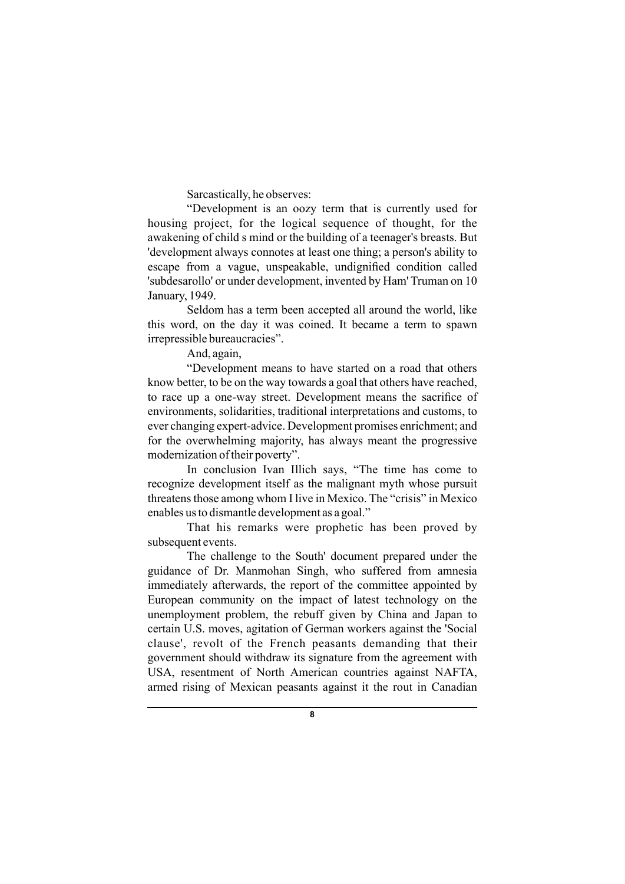Sarcastically, he observes:

"Development is an oozy term that is currently used for housing project, for the logical sequence of thought, for the awakening of child s mind or the building of a teenager's breasts. But 'development always connotes at least one thing; a person's ability to escape from a vague, unspeakable, undignified condition called 'subdesarollo' or under development, invented by Ham' Truman on 10 January, 1949.

Seldom has a term been accepted all around the world, like this word, on the day it was coined. It became a term to spawn irrepressible bureaucracies".

And, again,

"Development means to have started on a road that others know better, to be on the way towards a goal that others have reached, to race up a one-way street. Development means the sacrifice of environments, solidarities, traditional interpretations and customs, to ever changing expert-advice. Development promises enrichment; and for the overwhelming majority, has always meant the progressive modernization of their poverty".

In conclusion Ivan Illich says, "The time has come to recognize development itself as the malignant myth whose pursuit threatens those among whom I live in Mexico. The "crisis" in Mexico enables us to dismantle development as a goal."

That his remarks were prophetic has been proved by subsequent events.

The challenge to the South' document prepared under the guidance of Dr. Manmohan Singh, who suffered from amnesia immediately afterwards, the report of the committee appointed by European community on the impact of latest technology on the unemployment problem, the rebuff given by China and Japan to certain U.S. moves, agitation of German workers against the 'Social clause', revolt of the French peasants demanding that their government should withdraw its signature from the agreement with USA, resentment of North American countries against NAFTA, armed rising of Mexican peasants against it the rout in Canadian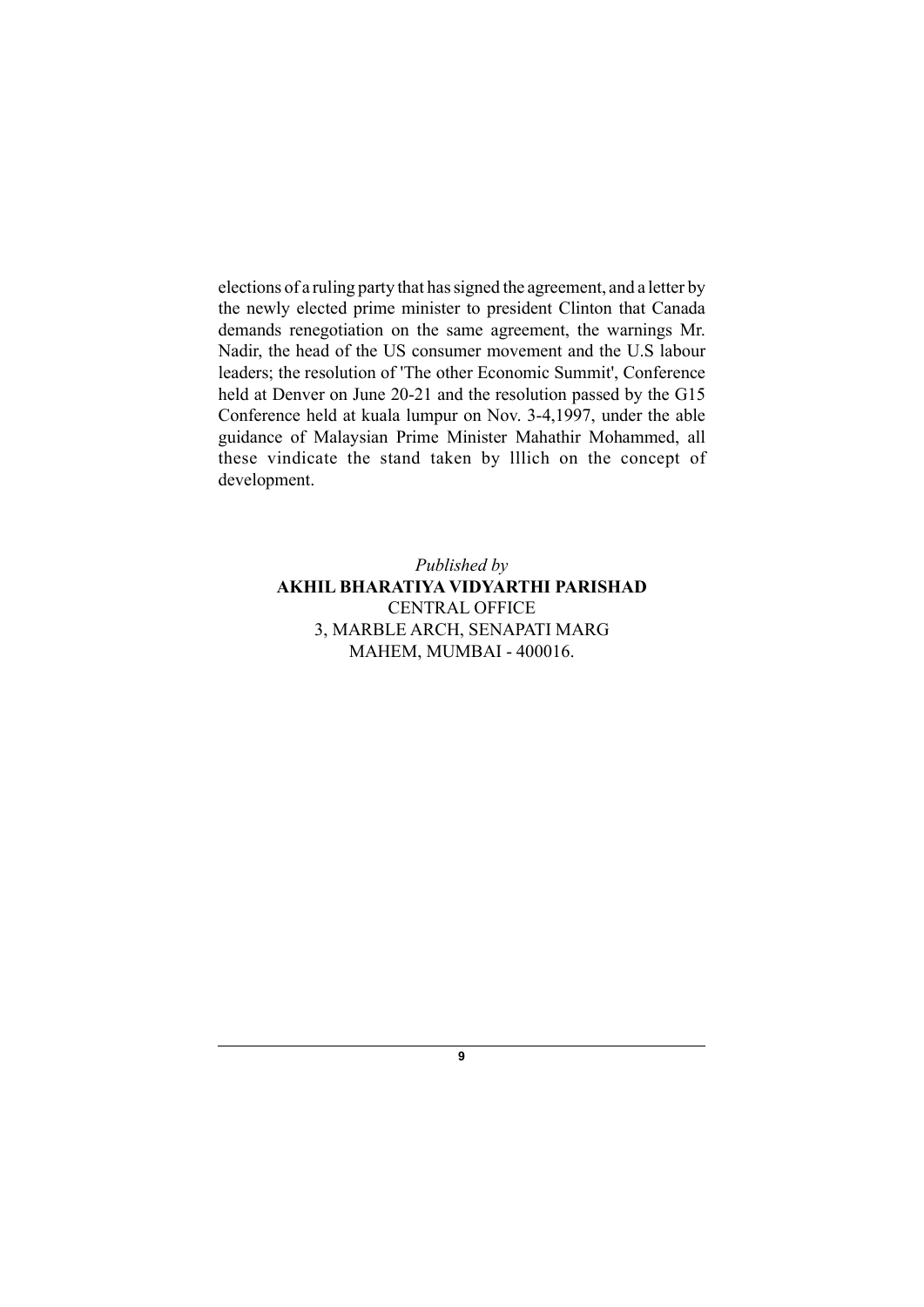elections of a ruling party that has signed the agreement, and a letter by the newly elected prime minister to president Clinton that Canada demands renegotiation on the same agreement, the warnings Mr. Nadir, the head of the US consumer movement and the U.S labour leaders; the resolution of 'The other Economic Summit', Conference held at Denver on June 20-21 and the resolution passed by the G15 Conference held at kuala lumpur on Nov. 3-4,1997, under the able guidance of Malaysian Prime Minister Mahathir Mohammed, all these vindicate the stand taken by lllich on the concept of development.

*Published by*
**AKHIL BHARATIYA VIDYARTHI PARISHAD**
CENTRAL OFFICE
3, MARBLE ARCH, SENAPATI MARG
MAHEM, MUMBAI - 400016.